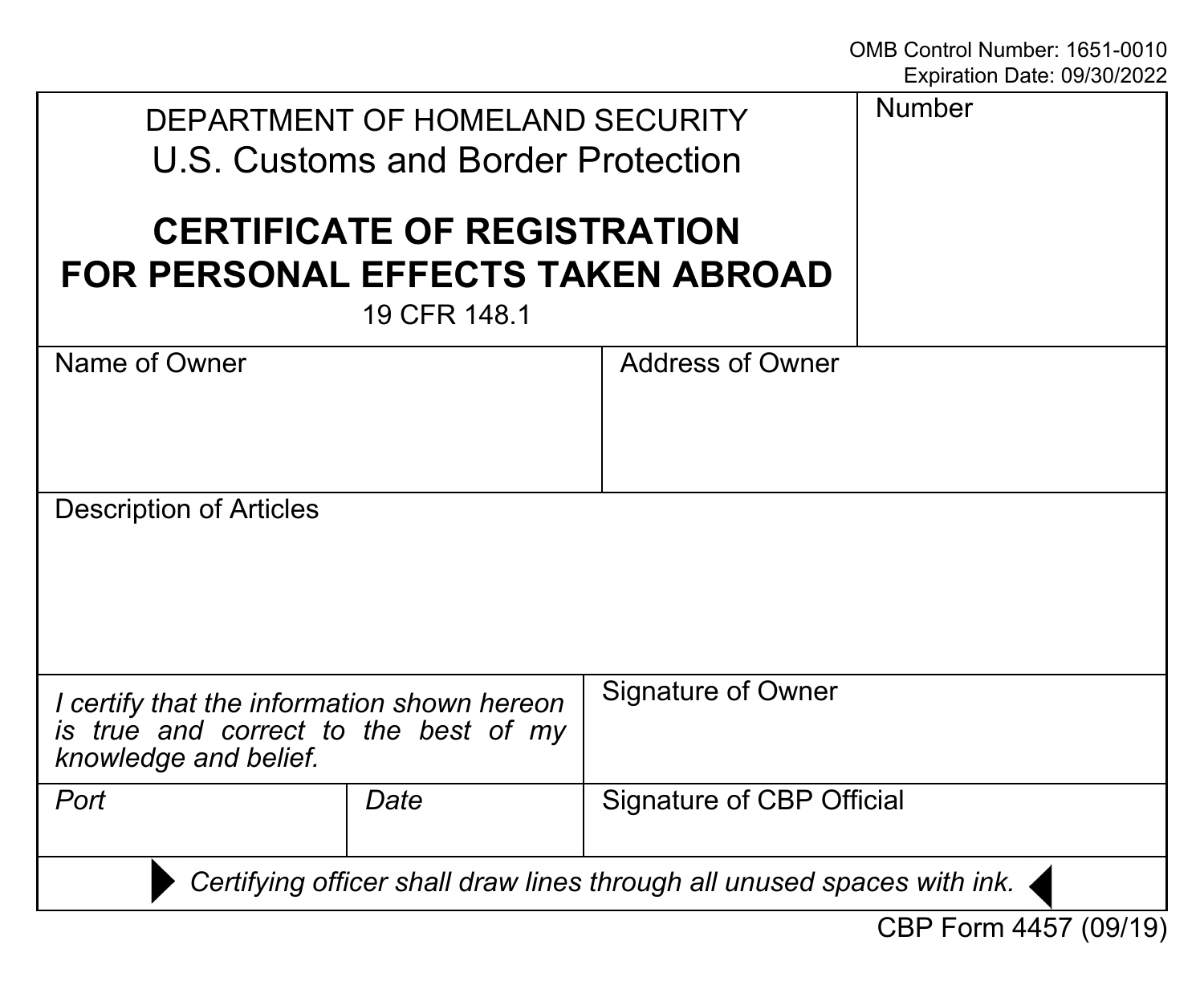OMB Control Number: 1651-0010
Expiration Date: 09/30/2022

| DEPARTMENT OF HOMELAND SECURITY<br>U.S. Customs and Border Protection<br>**CERTIFICATE OF REGISTRATION FOR PERSONAL EFFECTS TAKEN ABROAD**<br>19 CFR 148.1 | | Number |
|---|---|---|
| Name of Owner | | Address of Owner |
| Description of Articles | | |
| *I certify that the information shown hereon is true and correct to the best of my knowledge and belief.* | | Signature of Owner |
| *Port* | *Date* | Signature of CBP Official |

▶ *Certifying officer shall draw lines through all unused spaces with ink.* ◀

CBP Form 4457 (09/19)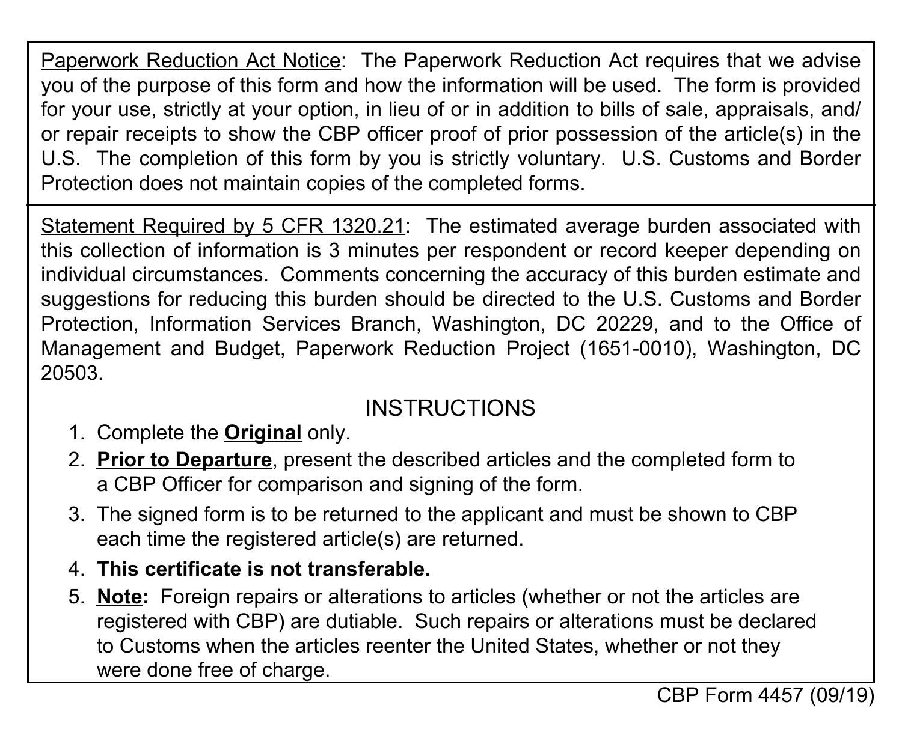Paperwork Reduction Act Notice: The Paperwork Reduction Act requires that we advise you of the purpose of this form and how the information will be used. The form is provided for your use, strictly at your option, in lieu of or in addition to bills of sale, appraisals, and/or repair receipts to show the CBP officer proof of prior possession of the article(s) in the U.S. The completion of this form by you is strictly voluntary. U.S. Customs and Border Protection does not maintain copies of the completed forms.

Statement Required by 5 CFR 1320.21: The estimated average burden associated with this collection of information is 3 minutes per respondent or record keeper depending on individual circumstances. Comments concerning the accuracy of this burden estimate and suggestions for reducing this burden should be directed to the U.S. Customs and Border Protection, Information Services Branch, Washington, DC 20229, and to the Office of Management and Budget, Paperwork Reduction Project (1651-0010), Washington, DC 20503.

## INSTRUCTIONS

1. Complete the **Original** only.
2. **Prior to Departure**, present the described articles and the completed form to a CBP Officer for comparison and signing of the form.
3. The signed form is to be returned to the applicant and must be shown to CBP each time the registered article(s) are returned.
4. **This certificate is not transferable.**
5. **Note:** Foreign repairs or alterations to articles (whether or not the articles are registered with CBP) are dutiable. Such repairs or alterations must be declared to Customs when the articles reenter the United States, whether or not they were done free of charge.

CBP Form 4457 (09/19)